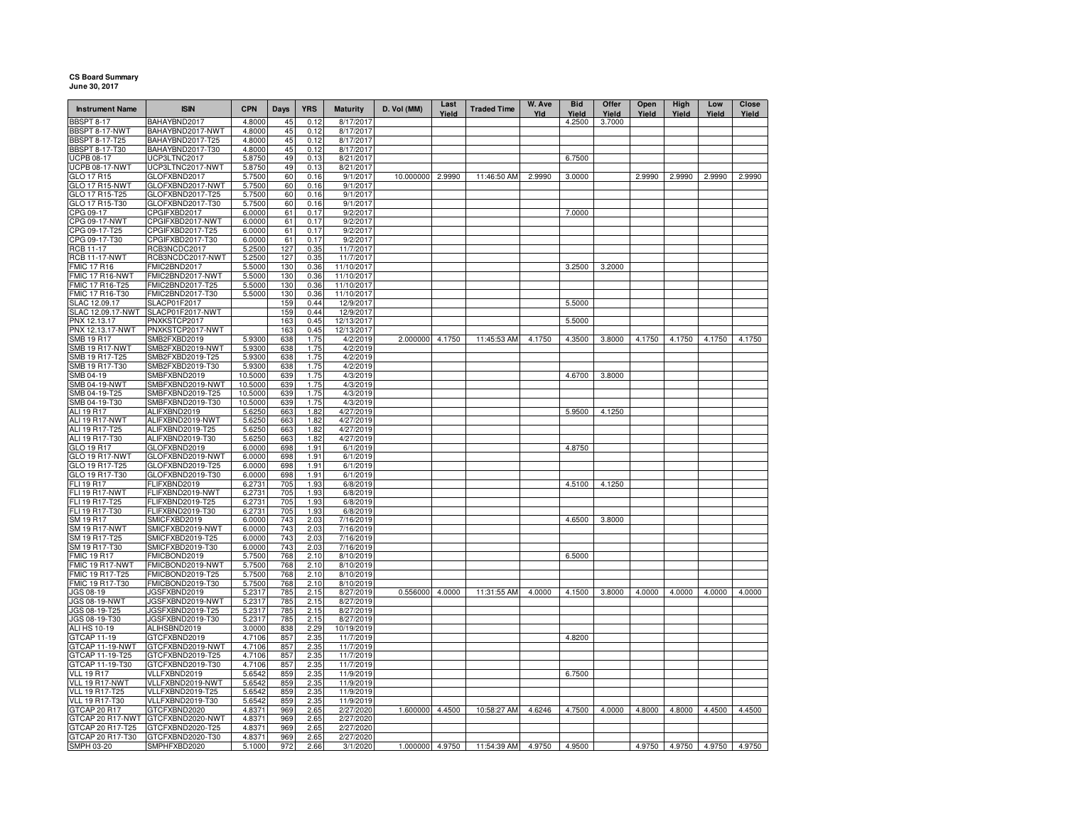**CS Board Summary**
**June 30, 2017**

| Instrument Name | ISIN | CPN | Days | YRS | Maturity | D. Vol (MM) | Last Yield | Traded Time | W. Ave Yld | Bid Yield | Offer Yield | Open Yield | High Yield | Low Yield | Close Yield |
|---|---|---|---|---|---|---|---|---|---|---|---|---|---|---|---|
| BBSPT 8-17 | BAHAYBND2017 | 4.8000 | 45 | 0.12 | 8/17/2017 | | | | | 4.2500 | 3.7000 | | | | |
| BBSPT 8-17-NWT | BAHAYBND2017-NWT | 4.8000 | 45 | 0.12 | 8/17/2017 | | | | | | | | | | |
| BBSPT 8-17-T25 | BAHAYBND2017-T25 | 4.8000 | 45 | 0.12 | 8/17/2017 | | | | | | | | | | |
| BBSPT 8-17-T30 | BAHAYBND2017-T30 | 4.8000 | 45 | 0.12 | 8/17/2017 | | | | | | | | | | |
| UCPB 08-17 | UCP3LTNC2017 | 5.8750 | 49 | 0.13 | 8/21/2017 | | | | | 6.7500 | | | | | |
| UCPB 08-17-NWT | UCP3LTNC2017-NWT | 5.8750 | 49 | 0.13 | 8/21/2017 | | | | | | | | | | |
| GLO 17 R15 | GLOFXBND2017 | 5.7500 | 60 | 0.16 | 9/1/2017 | 10.000000 | 2.9990 | 11:46:50 AM | 2.9990 | 3.0000 | | 2.9990 | 2.9990 | 2.9990 | 2.9990 |
| GLO 17 R15-NWT | GLOFXBND2017-NWT | 5.7500 | 60 | 0.16 | 9/1/2017 | | | | | | | | | | |
| GLO 17 R15-T25 | GLOFXBND2017-T25 | 5.7500 | 60 | 0.16 | 9/1/2017 | | | | | | | | | | |
| GLO 17 R15-T30 | GLOFXBND2017-T30 | 5.7500 | 60 | 0.16 | 9/1/2017 | | | | | | | | | | |
| CPG 09-17 | CPGIFXBD2017 | 6.0000 | 61 | 0.17 | 9/2/2017 | | | | | 7.0000 | | | | | |
| CPG 09-17-NWT | CPGIFXBD2017-NWT | 6.0000 | 61 | 0.17 | 9/2/2017 | | | | | | | | | | |
| CPG 09-17-T25 | CPGIFXBD2017-T25 | 6.0000 | 61 | 0.17 | 9/2/2017 | | | | | | | | | | |
| CPG 09-17-T30 | CPGIFXBD2017-T30 | 6.0000 | 61 | 0.17 | 9/2/2017 | | | | | | | | | | |
| RCB 11-17 | RCB3NCDC2017 | 5.2500 | 127 | 0.35 | 11/7/2017 | | | | | | | | | | |
| RCB 11-17-NWT | RCB3NCDC2017-NWT | 5.2500 | 127 | 0.35 | 11/7/2017 | | | | | | | | | | |
| FMIC 17 R16 | FMIC2BND2017 | 5.5000 | 130 | 0.36 | 11/10/2017 | | | | | 3.2500 | 3.2000 | | | | |
| FMIC 17 R16-NWT | FMIC2BND2017-NWT | 5.5000 | 130 | 0.36 | 11/10/2017 | | | | | | | | | | |
| FMIC 17 R16-T25 | FMIC2BND2017-T25 | 5.5000 | 130 | 0.36 | 11/10/2017 | | | | | | | | | | |
| FMIC 17 R16-T30 | FMIC2BND2017-T30 | 5.5000 | 130 | 0.36 | 11/10/2017 | | | | | | | | | | |
| SLAC 12.09.17 | SLACP01F2017 | | 159 | 0.44 | 12/9/2017 | | | | | 5.5000 | | | | | |
| SLAC 12.09.17-NWT | SLACP01F2017-NWT | | 159 | 0.44 | 12/9/2017 | | | | | | | | | | |
| PNX 12.13.17 | PNXKSTCP2017 | | 163 | 0.45 | 12/13/2017 | | | | | 5.5000 | | | | | |
| PNX 12.13.17-NWT | PNXKSTCP2017-NWT | | 163 | 0.45 | 12/13/2017 | | | | | | | | | | |
| SMB 19 R17 | SMB2FXBD2019 | 5.9300 | 638 | 1.75 | 4/2/2019 | 2.000000 | 4.1750 | 11:45:53 AM | 4.1750 | 4.3500 | 3.8000 | 4.1750 | 4.1750 | 4.1750 | 4.1750 |
| SMB 19 R17-NWT | SMB2FXBD2019-NWT | 5.9300 | 638 | 1.75 | 4/2/2019 | | | | | | | | | | |
| SMB 19 R17-T25 | SMB2FXBD2019-T25 | 5.9300 | 638 | 1.75 | 4/2/2019 | | | | | | | | | | |
| SMB 19 R17-T30 | SMB2FXBD2019-T30 | 5.9300 | 638 | 1.75 | 4/2/2019 | | | | | | | | | | |
| SMB 04-19 | SMBFXBND2019 | 10.5000 | 639 | 1.75 | 4/3/2019 | | | | | 4.6700 | 3.8000 | | | | |
| SMB 04-19-NWT | SMBFXBND2019-NWT | 10.5000 | 639 | 1.75 | 4/3/2019 | | | | | | | | | | |
| SMB 04-19-T25 | SMBFXBND2019-T25 | 10.5000 | 639 | 1.75 | 4/3/2019 | | | | | | | | | | |
| SMB 04-19-T30 | SMBFXBND2019-T30 | 10.5000 | 639 | 1.75 | 4/3/2019 | | | | | | | | | | |
| ALI 19 R17 | ALIFXBND2019 | 5.6250 | 663 | 1.82 | 4/27/2019 | | | | | 5.9500 | 4.1250 | | | | |
| ALI 19 R17-NWT | ALIFXBND2019-NWT | 5.6250 | 663 | 1.82 | 4/27/2019 | | | | | | | | | | |
| ALI 19 R17-T25 | ALIFXBND2019-T25 | 5.6250 | 663 | 1.82 | 4/27/2019 | | | | | | | | | | |
| ALI 19 R17-T30 | ALIFXBND2019-T30 | 5.6250 | 663 | 1.82 | 4/27/2019 | | | | | | | | | | |
| GLO 19 R17 | GLOFXBND2019 | 6.0000 | 698 | 1.91 | 6/1/2019 | | | | | 4.8750 | | | | | |
| GLO 19 R17-NWT | GLOFXBND2019-NWT | 6.0000 | 698 | 1.91 | 6/1/2019 | | | | | | | | | | |
| GLO 19 R17-T25 | GLOFXBND2019-T25 | 6.0000 | 698 | 1.91 | 6/1/2019 | | | | | | | | | | |
| GLO 19 R17-T30 | GLOFXBND2019-T30 | 6.0000 | 698 | 1.91 | 6/1/2019 | | | | | | | | | | |
| FLI 19 R17 | FLIFXBND2019 | 6.2731 | 705 | 1.93 | 6/8/2019 | | | | | 4.5100 | 4.1250 | | | | |
| FLI 19 R17-NWT | FLIFXBND2019-NWT | 6.2731 | 705 | 1.93 | 6/8/2019 | | | | | | | | | | |
| FLI 19 R17-T25 | FLIFXBND2019-T25 | 6.2731 | 705 | 1.93 | 6/8/2019 | | | | | | | | | | |
| FLI 19 R17-T30 | FLIFXBND2019-T30 | 6.2731 | 705 | 1.93 | 6/8/2019 | | | | | | | | | | |
| SM 19 R17 | SMICFXBD2019 | 6.0000 | 743 | 2.03 | 7/16/2019 | | | | | 4.6500 | 3.8000 | | | | |
| SM 19 R17-NWT | SMICFXBD2019-NWT | 6.0000 | 743 | 2.03 | 7/16/2019 | | | | | | | | | | |
| SM 19 R17-T25 | SMICFXBD2019-T25 | 6.0000 | 743 | 2.03 | 7/16/2019 | | | | | | | | | | |
| SM 19 R17-T30 | SMICFXBD2019-T30 | 6.0000 | 743 | 2.03 | 7/16/2019 | | | | | | | | | | |
| FMIC 19 R17 | FMICBOND2019 | 5.7500 | 768 | 2.10 | 8/10/2019 | | | | | 6.5000 | | | | | |
| FMIC 19 R17-NWT | FMICBOND2019-NWT | 5.7500 | 768 | 2.10 | 8/10/2019 | | | | | | | | | | |
| FMIC 19 R17-T25 | FMICBOND2019-T25 | 5.7500 | 768 | 2.10 | 8/10/2019 | | | | | | | | | | |
| FMIC 19 R17-T30 | FMICBOND2019-T30 | 5.7500 | 768 | 2.10 | 8/10/2019 | | | | | | | | | | |
| JGS 08-19 | JGSFXBND2019 | 5.2317 | 785 | 2.15 | 8/27/2019 | 0.556000 | 4.0000 | 11:31:55 AM | 4.0000 | 4.1500 | 3.8000 | 4.0000 | 4.0000 | 4.0000 | 4.0000 |
| JGS 08-19-NWT | JGSFXBND2019-NWT | 5.2317 | 785 | 2.15 | 8/27/2019 | | | | | | | | | | |
| JGS 08-19-T25 | JGSFXBND2019-T25 | 5.2317 | 785 | 2.15 | 8/27/2019 | | | | | | | | | | |
| JGS 08-19-T30 | JGSFXBND2019-T30 | 5.2317 | 785 | 2.15 | 8/27/2019 | | | | | | | | | | |
| ALI HS 10-19 | ALIHSBND2019 | 3.0000 | 838 | 2.29 | 10/19/2019 | | | | | | | | | | |
| GTCAP 11-19 | GTCFXBND2019 | 4.7106 | 857 | 2.35 | 11/7/2019 | | | | | 4.8200 | | | | | |
| GTCAP 11-19-NWT | GTCFXBND2019-NWT | 4.7106 | 857 | 2.35 | 11/7/2019 | | | | | | | | | | |
| GTCAP 11-19-T25 | GTCFXBND2019-T25 | 4.7106 | 857 | 2.35 | 11/7/2019 | | | | | | | | | | |
| GTCAP 11-19-T30 | GTCFXBND2019-T30 | 4.7106 | 857 | 2.35 | 11/7/2019 | | | | | | | | | | |
| VLL 19 R17 | VLLFXBND2019 | 5.6542 | 859 | 2.35 | 11/9/2019 | | | | | 6.7500 | | | | | |
| VLL 19 R17-NWT | VLLFXBND2019-NWT | 5.6542 | 859 | 2.35 | 11/9/2019 | | | | | | | | | | |
| VLL 19 R17-T25 | VLLFXBND2019-T25 | 5.6542 | 859 | 2.35 | 11/9/2019 | | | | | | | | | | |
| VLL 19 R17-T30 | VLLFXBND2019-T30 | 5.6542 | 859 | 2.35 | 11/9/2019 | | | | | | | | | | |
| GTCAP 20 R17 | GTCFXBND2020 | 4.8371 | 969 | 2.65 | 2/27/2020 | 1.600000 | 4.4500 | 10:58:27 AM | 4.6246 | 4.7500 | 4.0000 | 4.8000 | 4.8000 | 4.4500 | 4.4500 |
| GTCAP 20 R17-NWT | GTCFXBND2020-NWT | 4.8371 | 969 | 2.65 | 2/27/2020 | | | | | | | | | | |
| GTCAP 20 R17-T25 | GTCFXBND2020-T25 | 4.8371 | 969 | 2.65 | 2/27/2020 | | | | | | | | | | |
| GTCAP 20 R17-T30 | GTCFXBND2020-T30 | 4.8371 | 969 | 2.65 | 2/27/2020 | | | | | | | | | | |
| SMPH 03-20 | SMPHFXBD2020 | 5.1000 | 972 | 2.66 | 3/1/2020 | 1.000000 | 4.9750 | 11:54:39 AM | 4.9750 | 4.9500 | | 4.9750 | 4.9750 | 4.9750 | 4.9750 |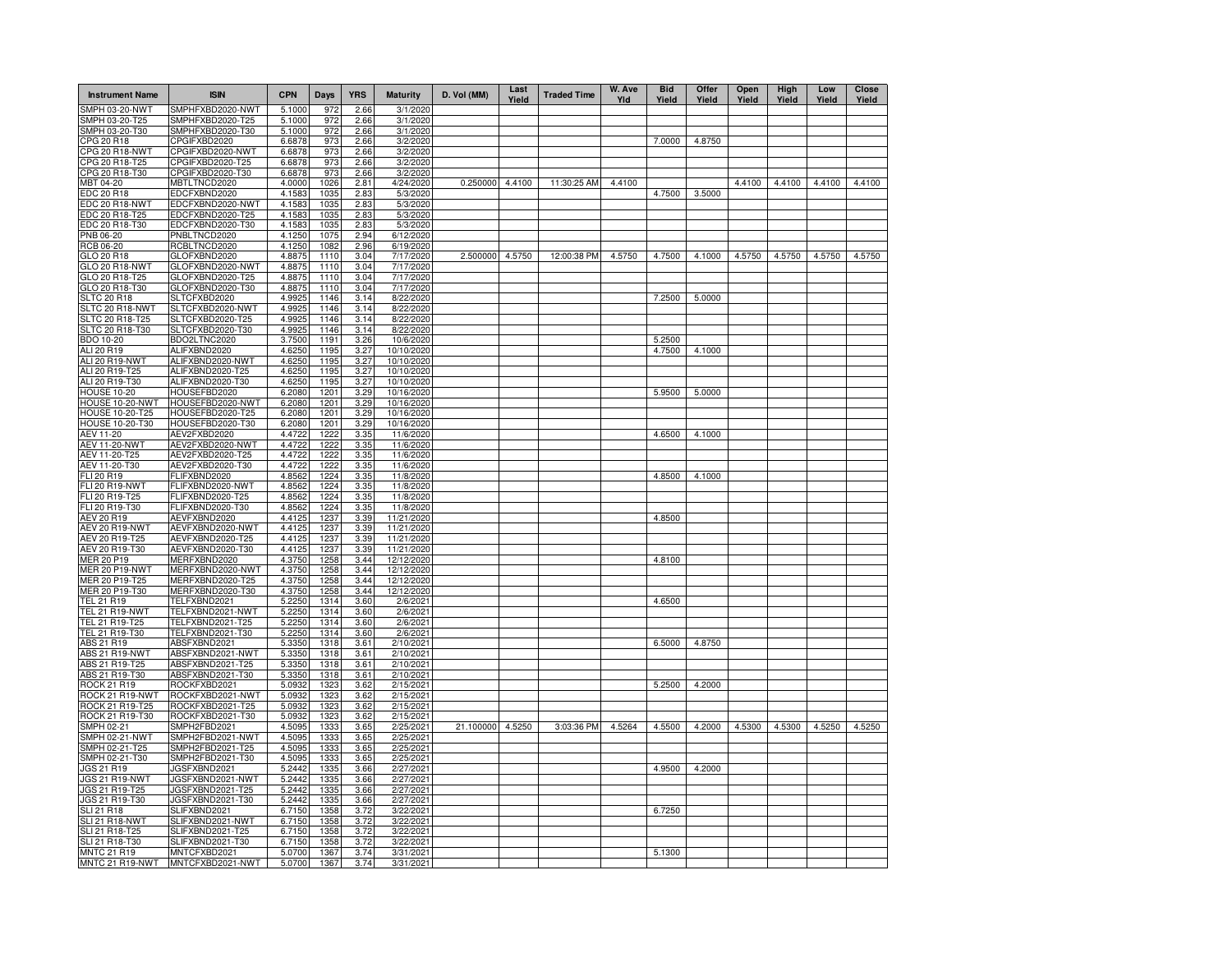| Instrument Name | ISIN | CPN | Days | YRS | Maturity | D. Vol (MM) | Last Yield | Traded Time | W. Ave Yld | Bid Yield | Offer Yield | Open Yield | High Yield | Low Yield | Close Yield |
|---|---|---|---|---|---|---|---|---|---|---|---|---|---|---|---|
| SMPH 03-20-NWT | SMPHFXBD2020-NWT | 5.1000 | 972 | 2.66 | 3/1/2020 | | | | | | | | | | |
| SMPH 03-20-T25 | SMPHFXBD2020-T25 | 5.1000 | 972 | 2.66 | 3/1/2020 | | | | | | | | | | |
| SMPH 03-20-T30 | SMPHFXBD2020-T30 | 5.1000 | 972 | 2.66 | 3/1/2020 | | | | | | | | | | |
| CPG 20 R18 | CPGIFXBD2020 | 6.6878 | 973 | 2.66 | 3/2/2020 | | | | | 7.0000 | 4.8750 | | | | |
| CPG 20 R18-NWT | CPGIFXBD2020-NWT | 6.6878 | 973 | 2.66 | 3/2/2020 | | | | | | | | | | |
| CPG 20 R18-T25 | CPGIFXBD2020-T25 | 6.6878 | 973 | 2.66 | 3/2/2020 | | | | | | | | | | |
| CPG 20 R18-T30 | CPGIFXBD2020-T30 | 6.6878 | 973 | 2.66 | 3/2/2020 | | | | | | | | | | |
| MBT 04-20 | MBTLTNCD2020 | 4.0000 | 1026 | 2.81 | 4/24/2020 | 0.250000 | 4.4100 | 11:30:25 AM | 4.4100 | | | 4.4100 | 4.4100 | 4.4100 | 4.4100 |
| EDC 20 R18 | EDCFXBND2020 | 4.1583 | 1035 | 2.83 | 5/3/2020 | | | | | 4.7500 | 3.5000 | | | | |
| EDC 20 R18-NWT | EDCFXBND2020-NWT | 4.1583 | 1035 | 2.83 | 5/3/2020 | | | | | | | | | | |
| EDC 20 R18-T25 | EDCFXBND2020-T25 | 4.1583 | 1035 | 2.83 | 5/3/2020 | | | | | | | | | | |
| EDC 20 R18-T30 | EDCFXBND2020-T30 | 4.1583 | 1035 | 2.83 | 5/3/2020 | | | | | | | | | | |
| PNB 06-20 | PNBLTNCD2020 | 4.1250 | 1075 | 2.94 | 6/12/2020 | | | | | | | | | | |
| RCB 06-20 | RCBLTNCD2020 | 4.1250 | 1082 | 2.96 | 6/19/2020 | | | | | | | | | | |
| GLO 20 R18 | GLOFXBND2020 | 4.8875 | 1110 | 3.04 | 7/17/2020 | 2.500000 | 4.5750 | 12:00:38 PM | 4.5750 | 4.7500 | 4.1000 | 4.5750 | 4.5750 | 4.5750 | 4.5750 |
| GLO 20 R18-NWT | GLOFXBND2020-NWT | 4.8875 | 1110 | 3.04 | 7/17/2020 | | | | | | | | | | |
| GLO 20 R18-T25 | GLOFXBND2020-T25 | 4.8875 | 1110 | 3.04 | 7/17/2020 | | | | | | | | | | |
| GLO 20 R18-T30 | GLOFXBND2020-T30 | 4.8875 | 1110 | 3.04 | 7/17/2020 | | | | | | | | | | |
| SLTC 20 R18 | SLTCFXBD2020 | 4.9925 | 1146 | 3.14 | 8/22/2020 | | | | | 7.2500 | 5.0000 | | | | |
| SLTC 20 R18-NWT | SLTCFXBD2020-NWT | 4.9925 | 1146 | 3.14 | 8/22/2020 | | | | | | | | | | |
| SLTC 20 R18-T25 | SLTCFXBD2020-T25 | 4.9925 | 1146 | 3.14 | 8/22/2020 | | | | | | | | | | |
| SLTC 20 R18-T30 | SLTCFXBD2020-T30 | 4.9925 | 1146 | 3.14 | 8/22/2020 | | | | | | | | | | |
| BDO 10-20 | BDO2LTNC2020 | 3.7500 | 1191 | 3.26 | 10/6/2020 | | | | | 5.2500 | | | | | |
| ALI 20 R19 | ALIFXBND2020 | 4.6250 | 1195 | 3.27 | 10/10/2020 | | | | | 4.7500 | 4.1000 | | | | |
| ALI 20 R19-NWT | ALIFXBND2020-NWT | 4.6250 | 1195 | 3.27 | 10/10/2020 | | | | | | | | | | |
| ALI 20 R19-T25 | ALIFXBND2020-T25 | 4.6250 | 1195 | 3.27 | 10/10/2020 | | | | | | | | | | |
| ALI 20 R19-T30 | ALIFXBND2020-T30 | 4.6250 | 1195 | 3.27 | 10/10/2020 | | | | | | | | | | |
| HOUSE 10-20 | HOUSEFBD2020 | 6.2080 | 1201 | 3.29 | 10/16/2020 | | | | | 5.9500 | 5.0000 | | | | |
| HOUSE 10-20-NWT | HOUSEFBD2020-NWT | 6.2080 | 1201 | 3.29 | 10/16/2020 | | | | | | | | | | |
| HOUSE 10-20-T25 | HOUSEFBD2020-T25 | 6.2080 | 1201 | 3.29 | 10/16/2020 | | | | | | | | | | |
| HOUSE 10-20-T30 | HOUSEFBD2020-T30 | 6.2080 | 1201 | 3.29 | 10/16/2020 | | | | | | | | | | |
| AEV 11-20 | AEV2FXBD2020 | 4.4722 | 1222 | 3.35 | 11/6/2020 | | | | | 4.6500 | 4.1000 | | | | |
| AEV 11-20-NWT | AEV2FXBD2020-NWT | 4.4722 | 1222 | 3.35 | 11/6/2020 | | | | | | | | | | |
| AEV 11-20-T25 | AEV2FXBD2020-T25 | 4.4722 | 1222 | 3.35 | 11/6/2020 | | | | | | | | | | |
| AEV 11-20-T30 | AEV2FXBD2020-T30 | 4.4722 | 1222 | 3.35 | 11/6/2020 | | | | | | | | | | |
| FLI 20 R19 | FLIFXBND2020 | 4.8562 | 1224 | 3.35 | 11/8/2020 | | | | | 4.8500 | 4.1000 | | | | |
| FLI 20 R19-NWT | FLIFXBND2020-NWT | 4.8562 | 1224 | 3.35 | 11/8/2020 | | | | | | | | | | |
| FLI 20 R19-T25 | FLIFXBND2020-T25 | 4.8562 | 1224 | 3.35 | 11/8/2020 | | | | | | | | | | |
| FLI 20 R19-T30 | FLIFXBND2020-T30 | 4.8562 | 1224 | 3.35 | 11/8/2020 | | | | | | | | | | |
| AEV 20 R19 | AEVFXBND2020 | 4.4125 | 1237 | 3.39 | 11/21/2020 | | | | | 4.8500 | | | | | |
| AEV 20 R19-NWT | AEVFXBND2020-NWT | 4.4125 | 1237 | 3.39 | 11/21/2020 | | | | | | | | | | |
| AEV 20 R19-T25 | AEVFXBND2020-T25 | 4.4125 | 1237 | 3.39 | 11/21/2020 | | | | | | | | | | |
| AEV 20 R19-T30 | AEVFXBND2020-T30 | 4.4125 | 1237 | 3.39 | 11/21/2020 | | | | | | | | | | |
| MER 20 P19 | MERFXBND2020 | 4.3750 | 1258 | 3.44 | 12/12/2020 | | | | | 4.8100 | | | | | |
| MER 20 P19-NWT | MERFXBND2020-NWT | 4.3750 | 1258 | 3.44 | 12/12/2020 | | | | | | | | | | |
| MER 20 P19-T25 | MERFXBND2020-T25 | 4.3750 | 1258 | 3.44 | 12/12/2020 | | | | | | | | | | |
| MER 20 P19-T30 | MERFXBND2020-T30 | 4.3750 | 1258 | 3.44 | 12/12/2020 | | | | | | | | | | |
| TEL 21 R19 | TELFXBND2021 | 5.2250 | 1314 | 3.60 | 2/6/2021 | | | | | 4.6500 | | | | | |
| TEL 21 R19-NWT | TELFXBND2021-NWT | 5.2250 | 1314 | 3.60 | 2/6/2021 | | | | | | | | | | |
| TEL 21 R19-T25 | TELFXBND2021-T25 | 5.2250 | 1314 | 3.60 | 2/6/2021 | | | | | | | | | | |
| TEL 21 R19-T30 | TELFXBND2021-T30 | 5.2250 | 1314 | 3.60 | 2/6/2021 | | | | | | | | | | |
| ABS 21 R19 | ABSFXBND2021 | 5.3350 | 1318 | 3.61 | 2/10/2021 | | | | | 6.5000 | 4.8750 | | | | |
| ABS 21 R19-NWT | ABSFXBND2021-NWT | 5.3350 | 1318 | 3.61 | 2/10/2021 | | | | | | | | | | |
| ABS 21 R19-T25 | ABSFXBND2021-T25 | 5.3350 | 1318 | 3.61 | 2/10/2021 | | | | | | | | | | |
| ABS 21 R19-T30 | ABSFXBND2021-T30 | 5.3350 | 1318 | 3.61 | 2/10/2021 | | | | | | | | | | |
| ROCK 21 R19 | ROCKFXBD2021 | 5.0932 | 1323 | 3.62 | 2/15/2021 | | | | | 5.2500 | 4.2000 | | | | |
| ROCK 21 R19-NWT | ROCKFXBD2021-NWT | 5.0932 | 1323 | 3.62 | 2/15/2021 | | | | | | | | | | |
| ROCK 21 R19-T25 | ROCKFXBD2021-T25 | 5.0932 | 1323 | 3.62 | 2/15/2021 | | | | | | | | | | |
| ROCK 21 R19-T30 | ROCKFXBD2021-T30 | 5.0932 | 1323 | 3.62 | 2/15/2021 | | | | | | | | | | |
| SMPH 02-21 | SMPH2FBD2021 | 4.5095 | 1333 | 3.65 | 2/25/2021 | 21.100000 | 4.5250 | 3:03:36 PM | 4.5264 | 4.5500 | 4.2000 | 4.5300 | 4.5300 | 4.5250 | 4.5250 |
| SMPH 02-21-NWT | SMPH2FBD2021-NWT | 4.5095 | 1333 | 3.65 | 2/25/2021 | | | | | | | | | | |
| SMPH 02-21-T25 | SMPH2FBD2021-T25 | 4.5095 | 1333 | 3.65 | 2/25/2021 | | | | | | | | | | |
| SMPH 02-21-T30 | SMPH2FBD2021-T30 | 4.5095 | 1333 | 3.65 | 2/25/2021 | | | | | | | | | | |
| JGS 21 R19 | JGSFXBND2021 | 5.2442 | 1335 | 3.66 | 2/27/2021 | | | | | 4.9500 | 4.2000 | | | | |
| JGS 21 R19-NWT | JGSFXBND2021-NWT | 5.2442 | 1335 | 3.66 | 2/27/2021 | | | | | | | | | | |
| JGS 21 R19-T25 | JGSFXBND2021-T25 | 5.2442 | 1335 | 3.66 | 2/27/2021 | | | | | | | | | | |
| JGS 21 R19-T30 | JGSFXBND2021-T30 | 5.2442 | 1335 | 3.66 | 2/27/2021 | | | | | | | | | | |
| SLI 21 R18 | SLIFXBND2021 | 6.7150 | 1358 | 3.72 | 3/22/2021 | | | | | 6.7250 | | | | | |
| SLI 21 R18-NWT | SLIFXBND2021-NWT | 6.7150 | 1358 | 3.72 | 3/22/2021 | | | | | | | | | | |
| SLI 21 R18-T25 | SLIFXBND2021-T25 | 6.7150 | 1358 | 3.72 | 3/22/2021 | | | | | | | | | | |
| SLI 21 R18-T30 | SLIFXBND2021-T30 | 6.7150 | 1358 | 3.72 | 3/22/2021 | | | | | | | | | | |
| MNTC 21 R19 | MNTCFXBD2021 | 5.0700 | 1367 | 3.74 | 3/31/2021 | | | | | 5.1300 | | | | | |
| MNTC 21 R19-NWT | MNTCFXBD2021-NWT | 5.0700 | 1367 | 3.74 | 3/31/2021 | | | | | | | | | | |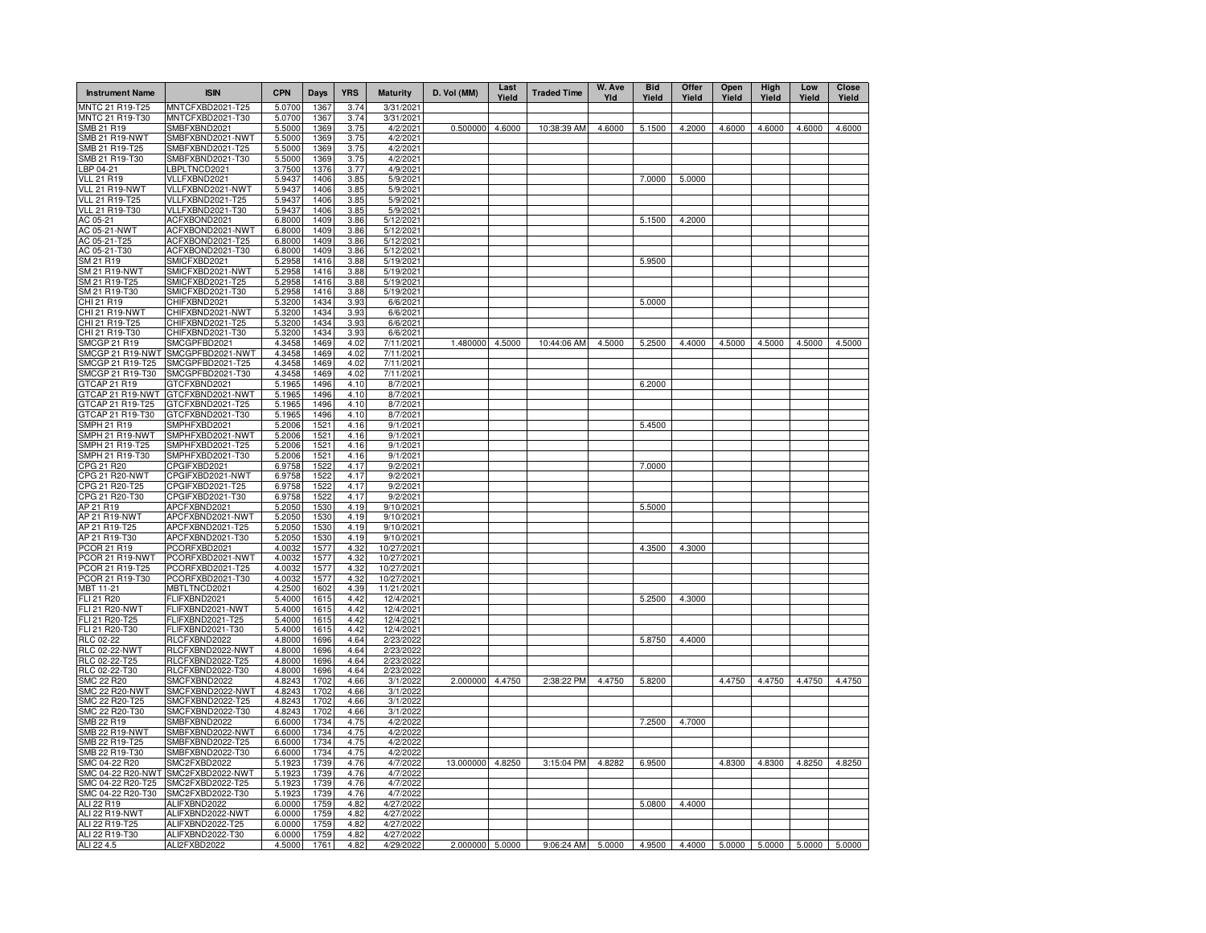| Instrument Name | ISIN | CPN | Days | YRS | Maturity | D. Vol (MM) | Last Yield | Traded Time | W. Ave Yld | Bid Yield | Offer Yield | Open Yield | High Yield | Low Yield | Close Yield |
|---|---|---|---|---|---|---|---|---|---|---|---|---|---|---|---|
| MNTC 21 R19-T25 | MNTCFXBD2021-T25 | 5.0700 | 1367 | 3.74 | 3/31/2021 | | | | | | | | | | |
| MNTC 21 R19-T30 | MNTCFXBD2021-T30 | 5.0700 | 1367 | 3.74 | 3/31/2021 | | | | | | | | | | |
| SMB 21 R19 | SMBFXBND2021 | 5.5000 | 1369 | 3.75 | 4/2/2021 | 0.500000 | 4.6000 | 10:38:39 AM | 4.6000 | 5.1500 | 4.2000 | 4.6000 | 4.6000 | 4.6000 | 4.6000 |
| SMB 21 R19-NWT | SMBFXBND2021-NWT | 5.5000 | 1369 | 3.75 | 4/2/2021 | | | | | | | | | | |
| SMB 21 R19-T25 | SMBFXBND2021-T25 | 5.5000 | 1369 | 3.75 | 4/2/2021 | | | | | | | | | | |
| SMB 21 R19-T30 | SMBFXBND2021-T30 | 5.5000 | 1369 | 3.75 | 4/2/2021 | | | | | | | | | | |
| LBP 04-21 | LBPLTNCD2021 | 3.7500 | 1376 | 3.77 | 4/9/2021 | | | | | | | | | | |
| VLL 21 R19 | VLLFXBND2021 | 5.9437 | 1406 | 3.85 | 5/9/2021 | | | | | 7.0000 | 5.0000 | | | | |
| VLL 21 R19-NWT | VLLFXBND2021-NWT | 5.9437 | 1406 | 3.85 | 5/9/2021 | | | | | | | | | | |
| VLL 21 R19-T25 | VLLFXBND2021-T25 | 5.9437 | 1406 | 3.85 | 5/9/2021 | | | | | | | | | | |
| VLL 21 R19-T30 | VLLFXBND2021-T30 | 5.9437 | 1406 | 3.85 | 5/9/2021 | | | | | | | | | | |
| AC 05-21 | ACFXBOND2021 | 6.8000 | 1409 | 3.86 | 5/12/2021 | | | | | 5.1500 | 4.2000 | | | | |
| AC 05-21-NWT | ACFXBOND2021-NWT | 6.8000 | 1409 | 3.86 | 5/12/2021 | | | | | | | | | | |
| AC 05-21-T25 | ACFXBOND2021-T25 | 6.8000 | 1409 | 3.86 | 5/12/2021 | | | | | | | | | | |
| AC 05-21-T30 | ACFXBOND2021-T30 | 6.8000 | 1409 | 3.86 | 5/12/2021 | | | | | | | | | | |
| SM 21 R19 | SMICFXBD2021 | 5.2958 | 1416 | 3.88 | 5/19/2021 | | | | | 5.9500 | | | | | |
| SM 21 R19-NWT | SMICFXBD2021-NWT | 5.2958 | 1416 | 3.88 | 5/19/2021 | | | | | | | | | | |
| SM 21 R19-T25 | SMICFXBD2021-T25 | 5.2958 | 1416 | 3.88 | 5/19/2021 | | | | | | | | | | |
| SM 21 R19-T30 | SMICFXBD2021-T30 | 5.2958 | 1416 | 3.88 | 5/19/2021 | | | | | | | | | | |
| CHI 21 R19 | CHIFXBND2021 | 5.3200 | 1434 | 3.93 | 6/6/2021 | | | | | 5.0000 | | | | | |
| CHI 21 R19-NWT | CHIFXBND2021-NWT | 5.3200 | 1434 | 3.93 | 6/6/2021 | | | | | | | | | | |
| CHI 21 R19-T25 | CHIFXBND2021-T25 | 5.3200 | 1434 | 3.93 | 6/6/2021 | | | | | | | | | | |
| CHI 21 R19-T30 | CHIFXBND2021-T30 | 5.3200 | 1434 | 3.93 | 6/6/2021 | | | | | | | | | | |
| SMCGP 21 R19 | SMCGPFBD2021 | 4.3458 | 1469 | 4.02 | 7/11/2021 | 1.480000 | 4.5000 | 10:44:06 AM | 4.5000 | 5.2500 | 4.4000 | 4.5000 | 4.5000 | 4.5000 | 4.5000 |
| SMCGP 21 R19-NWT | SMCGPFBD2021-NWT | 4.3458 | 1469 | 4.02 | 7/11/2021 | | | | | | | | | | |
| SMCGP 21 R19-T25 | SMCGPFBD2021-T25 | 4.3458 | 1469 | 4.02 | 7/11/2021 | | | | | | | | | | |
| SMCGP 21 R19-T30 | SMCGPFBD2021-T30 | 4.3458 | 1469 | 4.02 | 7/11/2021 | | | | | | | | | | |
| GTCAP 21 R19 | GTCFXBND2021 | 5.1965 | 1496 | 4.10 | 8/7/2021 | | | | | 6.2000 | | | | | |
| GTCAP 21 R19-NWT | GTCFXBND2021-NWT | 5.1965 | 1496 | 4.10 | 8/7/2021 | | | | | | | | | | |
| GTCAP 21 R19-T25 | GTCFXBND2021-T25 | 5.1965 | 1496 | 4.10 | 8/7/2021 | | | | | | | | | | |
| GTCAP 21 R19-T30 | GTCFXBND2021-T30 | 5.1965 | 1496 | 4.10 | 8/7/2021 | | | | | | | | | | |
| SMPH 21 R19 | SMPHFXBD2021 | 5.2006 | 1521 | 4.16 | 9/1/2021 | | | | | 5.4500 | | | | | |
| SMPH 21 R19-NWT | SMPHFXBD2021-NWT | 5.2006 | 1521 | 4.16 | 9/1/2021 | | | | | | | | | | |
| SMPH 21 R19-T25 | SMPHFXBD2021-T25 | 5.2006 | 1521 | 4.16 | 9/1/2021 | | | | | | | | | | |
| SMPH 21 R19-T30 | SMPHFXBD2021-T30 | 5.2006 | 1521 | 4.16 | 9/1/2021 | | | | | | | | | | |
| CPG 21 R20 | CPGIFXBD2021 | 6.9758 | 1522 | 4.17 | 9/2/2021 | | | | | 7.0000 | | | | | |
| CPG 21 R20-NWT | CPGIFXBD2021-NWT | 6.9758 | 1522 | 4.17 | 9/2/2021 | | | | | | | | | | |
| CPG 21 R20-T25 | CPGIFXBD2021-T25 | 6.9758 | 1522 | 4.17 | 9/2/2021 | | | | | | | | | | |
| CPG 21 R20-T30 | CPGIFXBD2021-T30 | 6.9758 | 1522 | 4.17 | 9/2/2021 | | | | | | | | | | |
| AP 21 R19 | APCFXBND2021 | 5.2050 | 1530 | 4.19 | 9/10/2021 | | | | | 5.5000 | | | | | |
| AP 21 R19-NWT | APCFXBND2021-NWT | 5.2050 | 1530 | 4.19 | 9/10/2021 | | | | | | | | | | |
| AP 21 R19-T25 | APCFXBND2021-T25 | 5.2050 | 1530 | 4.19 | 9/10/2021 | | | | | | | | | | |
| AP 21 R19-T30 | APCFXBND2021-T30 | 5.2050 | 1530 | 4.19 | 9/10/2021 | | | | | | | | | | |
| PCOR 21 R19 | PCORFXBD2021 | 4.0032 | 1577 | 4.32 | 10/27/2021 | | | | | 4.3500 | 4.3000 | | | | |
| PCOR 21 R19-NWT | PCORFXBD2021-NWT | 4.0032 | 1577 | 4.32 | 10/27/2021 | | | | | | | | | | |
| PCOR 21 R19-T25 | PCORFXBD2021-T25 | 4.0032 | 1577 | 4.32 | 10/27/2021 | | | | | | | | | | |
| PCOR 21 R19-T30 | PCORFXBD2021-T30 | 4.0032 | 1577 | 4.32 | 10/27/2021 | | | | | | | | | | |
| MBT 11-21 | MBTLTNCD2021 | 4.2500 | 1602 | 4.39 | 11/21/2021 | | | | | | | | | | |
| FLI 21 R20 | FLIFXBND2021 | 5.4000 | 1615 | 4.42 | 12/4/2021 | | | | | 5.2500 | 4.3000 | | | | |
| FLI 21 R20-NWT | FLIFXBND2021-NWT | 5.4000 | 1615 | 4.42 | 12/4/2021 | | | | | | | | | | |
| FLI 21 R20-T25 | FLIFXBND2021-T25 | 5.4000 | 1615 | 4.42 | 12/4/2021 | | | | | | | | | | |
| FLI 21 R20-T30 | FLIFXBND2021-T30 | 5.4000 | 1615 | 4.42 | 12/4/2021 | | | | | | | | | | |
| RLC 02-22 | RLCFXBND2022 | 4.8000 | 1696 | 4.64 | 2/23/2022 | | | | | 5.8750 | 4.4000 | | | | |
| RLC 02-22-NWT | RLCFXBND2022-NWT | 4.8000 | 1696 | 4.64 | 2/23/2022 | | | | | | | | | | |
| RLC 02-22-T25 | RLCFXBND2022-T25 | 4.8000 | 1696 | 4.64 | 2/23/2022 | | | | | | | | | | |
| RLC 02-22-T30 | RLCFXBND2022-T30 | 4.8000 | 1696 | 4.64 | 2/23/2022 | | | | | | | | | | |
| SMC 22 R20 | SMCFXBND2022 | 4.8243 | 1702 | 4.66 | 3/1/2022 | 2.000000 | 4.4750 | 2:38:22 PM | 4.4750 | 5.8200 | | 4.4750 | 4.4750 | 4.4750 | 4.4750 |
| SMC 22 R20-NWT | SMCFXBND2022-NWT | 4.8243 | 1702 | 4.66 | 3/1/2022 | | | | | | | | | | |
| SMC 22 R20-T25 | SMCFXBND2022-T25 | 4.8243 | 1702 | 4.66 | 3/1/2022 | | | | | | | | | | |
| SMC 22 R20-T30 | SMCFXBND2022-T30 | 4.8243 | 1702 | 4.66 | 3/1/2022 | | | | | | | | | | |
| SMB 22 R19 | SMBFXBND2022 | 6.6000 | 1734 | 4.75 | 4/2/2022 | | | | | 7.2500 | 4.7000 | | | | |
| SMB 22 R19-NWT | SMBFXBND2022-NWT | 6.6000 | 1734 | 4.75 | 4/2/2022 | | | | | | | | | | |
| SMB 22 R19-T25 | SMBFXBND2022-T25 | 6.6000 | 1734 | 4.75 | 4/2/2022 | | | | | | | | | | |
| SMB 22 R19-T30 | SMBFXBND2022-T30 | 6.6000 | 1734 | 4.75 | 4/2/2022 | | | | | | | | | | |
| SMC 04-22 R20 | SMC2FXBD2022 | 5.1923 | 1739 | 4.76 | 4/7/2022 | 13.000000 | 4.8250 | 3:15:04 PM | 4.8282 | 6.9500 | | 4.8300 | 4.8300 | 4.8250 | 4.8250 |
| SMC 04-22 R20-NWT | SMC2FXBD2022-NWT | 5.1923 | 1739 | 4.76 | 4/7/2022 | | | | | | | | | | |
| SMC 04-22 R20-T25 | SMC2FXBD2022-T25 | 5.1923 | 1739 | 4.76 | 4/7/2022 | | | | | | | | | | |
| SMC 04-22 R20-T30 | SMC2FXBD2022-T30 | 5.1923 | 1739 | 4.76 | 4/7/2022 | | | | | | | | | | |
| ALI 22 R19 | ALIFXBND2022 | 6.0000 | 1759 | 4.82 | 4/27/2022 | | | | | 5.0800 | 4.4000 | | | | |
| ALI 22 R19-NWT | ALIFXBND2022-NWT | 6.0000 | 1759 | 4.82 | 4/27/2022 | | | | | | | | | | |
| ALI 22 R19-T25 | ALIFXBND2022-T25 | 6.0000 | 1759 | 4.82 | 4/27/2022 | | | | | | | | | | |
| ALI 22 R19-T30 | ALIFXBND2022-T30 | 6.0000 | 1759 | 4.82 | 4/27/2022 | | | | | | | | | | |
| ALI 22 4.5 | ALI2FXBD2022 | 4.5000 | 1761 | 4.82 | 4/29/2022 | 2.000000 | 5.0000 | 9:06:24 AM | 5.0000 | 4.9500 | 4.4000 | 5.0000 | 5.0000 | 5.0000 | 5.0000 |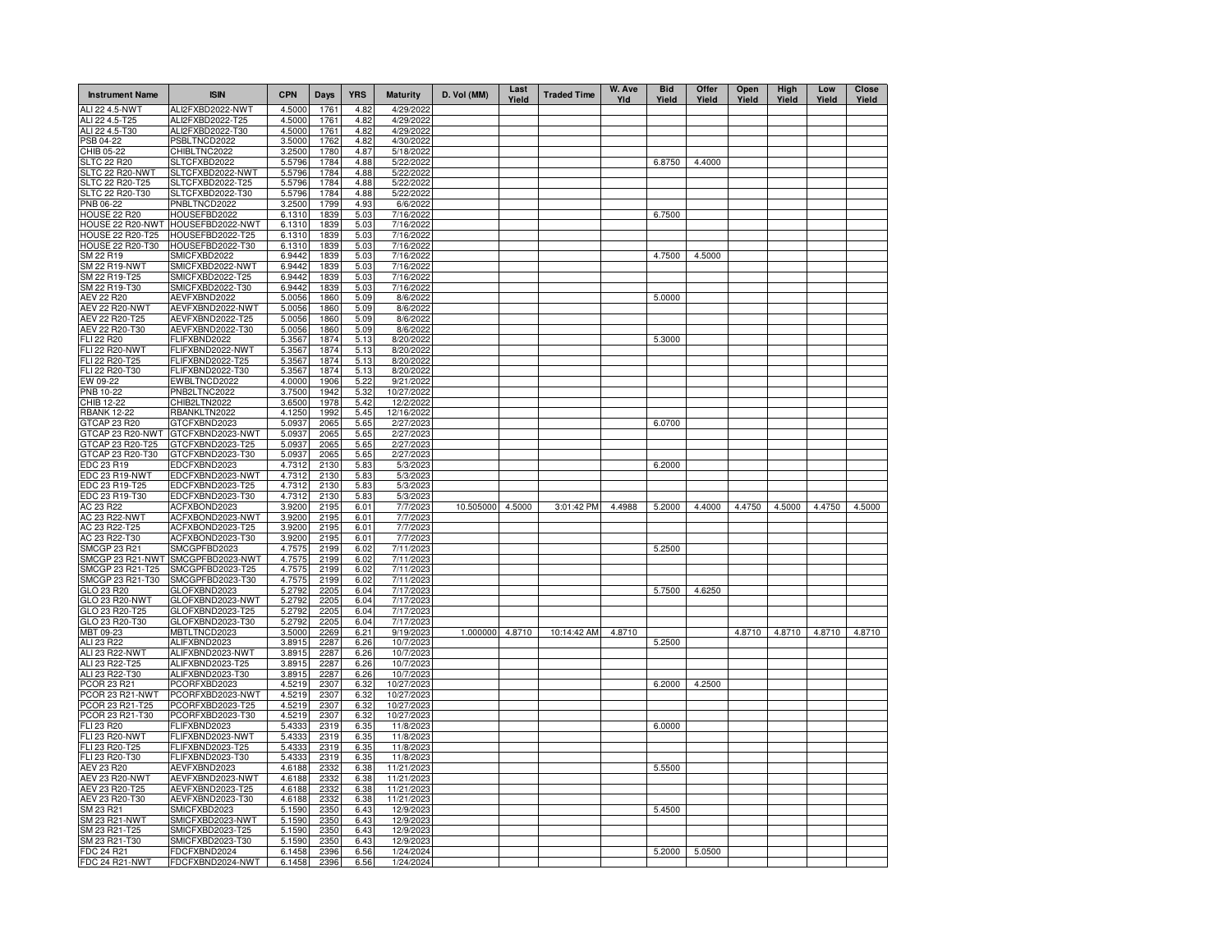| Instrument Name | ISIN | CPN | Days | YRS | Maturity | D. Vol (MM) | Last Yield | Traded Time | W. Ave Yld | Bid Yield | Offer Yield | Open Yield | High Yield | Low Yield | Close Yield |
|---|---|---|---|---|---|---|---|---|---|---|---|---|---|---|---|
| ALI 22 4.5-NWT | ALI2FXBD2022-NWT | 4.5000 | 1761 | 4.82 | 4/29/2022 | | | | | | | | | | |
| ALI 22 4.5-T25 | ALI2FXBD2022-T25 | 4.5000 | 1761 | 4.82 | 4/29/2022 | | | | | | | | | | |
| ALI 22 4.5-T30 | ALI2FXBD2022-T30 | 4.5000 | 1761 | 4.82 | 4/29/2022 | | | | | | | | | | |
| PSB 04-22 | PSBLTNCD2022 | 3.5000 | 1762 | 4.82 | 4/30/2022 | | | | | | | | | | |
| CHIB 05-22 | CHIBLTNC2022 | 3.2500 | 1780 | 4.87 | 5/18/2022 | | | | | | | | | | |
| SLTC 22 R20 | SLTCFXBD2022 | 5.5796 | 1784 | 4.88 | 5/22/2022 | | | | | 6.8750 | 4.4000 | | | | |
| SLTC 22 R20-NWT | SLTCFXBD2022-NWT | 5.5796 | 1784 | 4.88 | 5/22/2022 | | | | | | | | | | |
| SLTC 22 R20-T25 | SLTCFXBD2022-T25 | 5.5796 | 1784 | 4.88 | 5/22/2022 | | | | | | | | | | |
| SLTC 22 R20-T30 | SLTCFXBD2022-T30 | 5.5796 | 1784 | 4.88 | 5/22/2022 | | | | | | | | | | |
| PNB 06-22 | PNBLTNCD2022 | 3.2500 | 1799 | 4.93 | 6/6/2022 | | | | | | | | | | |
| HOUSE 22 R20 | HOUSEFBD2022 | 6.1310 | 1839 | 5.03 | 7/16/2022 | | | | | 6.7500 | | | | | |
| HOUSE 22 R20-NWT | HOUSEFBD2022-NWT | 6.1310 | 1839 | 5.03 | 7/16/2022 | | | | | | | | | | |
| HOUSE 22 R20-T25 | HOUSEFBD2022-T25 | 6.1310 | 1839 | 5.03 | 7/16/2022 | | | | | | | | | | |
| HOUSE 22 R20-T30 | HOUSEFBD2022-T30 | 6.1310 | 1839 | 5.03 | 7/16/2022 | | | | | | | | | | |
| SM 22 R19 | SMICFXBD2022 | 6.9442 | 1839 | 5.03 | 7/16/2022 | | | | | 4.7500 | 4.5000 | | | | |
| SM 22 R19-NWT | SMICFXBD2022-NWT | 6.9442 | 1839 | 5.03 | 7/16/2022 | | | | | | | | | | |
| SM 22 R19-T25 | SMICFXBD2022-T25 | 6.9442 | 1839 | 5.03 | 7/16/2022 | | | | | | | | | | |
| SM 22 R19-T30 | SMICFXBD2022-T30 | 6.9442 | 1839 | 5.03 | 7/16/2022 | | | | | | | | | | |
| AEV 22 R20 | AEVFXBND2022 | 5.0056 | 1860 | 5.09 | 8/6/2022 | | | | | 5.0000 | | | | | |
| AEV 22 R20-NWT | AEVFXBND2022-NWT | 5.0056 | 1860 | 5.09 | 8/6/2022 | | | | | | | | | | |
| AEV 22 R20-T25 | AEVFXBND2022-T25 | 5.0056 | 1860 | 5.09 | 8/6/2022 | | | | | | | | | | |
| AEV 22 R20-T30 | AEVFXBND2022-T30 | 5.0056 | 1860 | 5.09 | 8/6/2022 | | | | | | | | | | |
| FLI 22 R20 | FLIFXBND2022 | 5.3567 | 1874 | 5.13 | 8/20/2022 | | | | | 5.3000 | | | | | |
| FLI 22 R20-NWT | FLIFXBND2022-NWT | 5.3567 | 1874 | 5.13 | 8/20/2022 | | | | | | | | | | |
| FLI 22 R20-T25 | FLIFXBND2022-T25 | 5.3567 | 1874 | 5.13 | 8/20/2022 | | | | | | | | | | |
| FLI 22 R20-T30 | FLIFXBND2022-T30 | 5.3567 | 1874 | 5.13 | 8/20/2022 | | | | | | | | | | |
| EW 09-22 | EWBLTNCD2022 | 4.0000 | 1906 | 5.22 | 9/21/2022 | | | | | | | | | | |
| PNB 10-22 | PNB2LTNC2022 | 3.7500 | 1942 | 5.32 | 10/27/2022 | | | | | | | | | | |
| CHIB 12-22 | CHIB2LTN2022 | 3.6500 | 1978 | 5.42 | 12/2/2022 | | | | | | | | | | |
| RBANK 12-22 | RBANKLTN2022 | 4.1250 | 1992 | 5.45 | 12/16/2022 | | | | | | | | | | |
| GTCAP 23 R20 | GTCFXBND2023 | 5.0937 | 2065 | 5.65 | 2/27/2023 | | | | | 6.0700 | | | | | |
| GTCAP 23 R20-NWT | GTCFXBND2023-NWT | 5.0937 | 2065 | 5.65 | 2/27/2023 | | | | | | | | | | |
| GTCAP 23 R20-T25 | GTCFXBND2023-T25 | 5.0937 | 2065 | 5.65 | 2/27/2023 | | | | | | | | | | |
| GTCAP 23 R20-T30 | GTCFXBND2023-T30 | 5.0937 | 2065 | 5.65 | 2/27/2023 | | | | | | | | | | |
| EDC 23 R19 | EDCFXBND2023 | 4.7312 | 2130 | 5.83 | 5/3/2023 | | | | | 6.2000 | | | | | |
| EDC 23 R19-NWT | EDCFXBND2023-NWT | 4.7312 | 2130 | 5.83 | 5/3/2023 | | | | | | | | | | |
| EDC 23 R19-T25 | EDCFXBND2023-T25 | 4.7312 | 2130 | 5.83 | 5/3/2023 | | | | | | | | | | |
| EDC 23 R19-T30 | EDCFXBND2023-T30 | 4.7312 | 2130 | 5.83 | 5/3/2023 | | | | | | | | | | |
| AC 23 R22 | ACFXBOND2023 | 3.9200 | 2195 | 6.01 | 7/7/2023 | 10.505000 | 4.5000 | 3:01:42 PM | 4.4988 | 5.2000 | 4.4000 | 4.4750 | 4.5000 | 4.4750 | 4.5000 |
| AC 23 R22-NWT | ACFXBOND2023-NWT | 3.9200 | 2195 | 6.01 | 7/7/2023 | | | | | | | | | | |
| AC 23 R22-T25 | ACFXBOND2023-T25 | 3.9200 | 2195 | 6.01 | 7/7/2023 | | | | | | | | | | |
| AC 23 R22-T30 | ACFXBOND2023-T30 | 3.9200 | 2195 | 6.01 | 7/7/2023 | | | | | | | | | | |
| SMCGP 23 R21 | SMCGPFBD2023 | 4.7575 | 2199 | 6.02 | 7/11/2023 | | | | | 5.2500 | | | | | |
| SMCGP 23 R21-NWT | SMCGPFBD2023-NWT | 4.7575 | 2199 | 6.02 | 7/11/2023 | | | | | | | | | | |
| SMCGP 23 R21-T25 | SMCGPFBD2023-T25 | 4.7575 | 2199 | 6.02 | 7/11/2023 | | | | | | | | | | |
| SMCGP 23 R21-T30 | SMCGPFBD2023-T30 | 4.7575 | 2199 | 6.02 | 7/11/2023 | | | | | | | | | | |
| GLO 23 R20 | GLOFXBND2023 | 5.2792 | 2205 | 6.04 | 7/17/2023 | | | | | 5.7500 | 4.6250 | | | | |
| GLO 23 R20-NWT | GLOFXBND2023-NWT | 5.2792 | 2205 | 6.04 | 7/17/2023 | | | | | | | | | | |
| GLO 23 R20-T25 | GLOFXBND2023-T25 | 5.2792 | 2205 | 6.04 | 7/17/2023 | | | | | | | | | | |
| GLO 23 R20-T30 | GLOFXBND2023-T30 | 5.2792 | 2205 | 6.04 | 7/17/2023 | | | | | | | | | | |
| MBT 09-23 | MBTLTNCD2023 | 3.5000 | 2269 | 6.21 | 9/19/2023 | 1.000000 | 4.8710 | 10:14:42 AM | 4.8710 | | | 4.8710 | 4.8710 | 4.8710 | 4.8710 |
| ALI 23 R22 | ALIFXBND2023 | 3.8915 | 2287 | 6.26 | 10/7/2023 | | | | | 5.2500 | | | | | |
| ALI 23 R22-NWT | ALIFXBND2023-NWT | 3.8915 | 2287 | 6.26 | 10/7/2023 | | | | | | | | | | |
| ALI 23 R22-T25 | ALIFXBND2023-T25 | 3.8915 | 2287 | 6.26 | 10/7/2023 | | | | | | | | | | |
| ALI 23 R22-T30 | ALIFXBND2023-T30 | 3.8915 | 2287 | 6.26 | 10/7/2023 | | | | | | | | | | |
| PCOR 23 R21 | PCORFXBD2023 | 4.5219 | 2307 | 6.32 | 10/27/2023 | | | | | 6.2000 | 4.2500 | | | | |
| PCOR 23 R21-NWT | PCORFXBD2023-NWT | 4.5219 | 2307 | 6.32 | 10/27/2023 | | | | | | | | | | |
| PCOR 23 R21-T25 | PCORFXBD2023-T25 | 4.5219 | 2307 | 6.32 | 10/27/2023 | | | | | | | | | | |
| PCOR 23 R21-T30 | PCORFXBD2023-T30 | 4.5219 | 2307 | 6.32 | 10/27/2023 | | | | | | | | | | |
| FLI 23 R20 | FLIFXBND2023 | 5.4333 | 2319 | 6.35 | 11/8/2023 | | | | | 6.0000 | | | | | |
| FLI 23 R20-NWT | FLIFXBND2023-NWT | 5.4333 | 2319 | 6.35 | 11/8/2023 | | | | | | | | | | |
| FLI 23 R20-T25 | FLIFXBND2023-T25 | 5.4333 | 2319 | 6.35 | 11/8/2023 | | | | | | | | | | |
| FLI 23 R20-T30 | FLIFXBND2023-T30 | 5.4333 | 2319 | 6.35 | 11/8/2023 | | | | | | | | | | |
| AEV 23 R20 | AEVFXBND2023 | 4.6188 | 2332 | 6.38 | 11/21/2023 | | | | | 5.5500 | | | | | |
| AEV 23 R20-NWT | AEVFXBND2023-NWT | 4.6188 | 2332 | 6.38 | 11/21/2023 | | | | | | | | | | |
| AEV 23 R20-T25 | AEVFXBND2023-T25 | 4.6188 | 2332 | 6.38 | 11/21/2023 | | | | | | | | | | |
| AEV 23 R20-T30 | AEVFXBND2023-T30 | 4.6188 | 2332 | 6.38 | 11/21/2023 | | | | | | | | | | |
| SM 23 R21 | SMICFXBD2023 | 5.1590 | 2350 | 6.43 | 12/9/2023 | | | | | 5.4500 | | | | | |
| SM 23 R21-NWT | SMICFXBD2023-NWT | 5.1590 | 2350 | 6.43 | 12/9/2023 | | | | | | | | | | |
| SM 23 R21-T25 | SMICFXBD2023-T25 | 5.1590 | 2350 | 6.43 | 12/9/2023 | | | | | | | | | | |
| SM 23 R21-T30 | SMICFXBD2023-T30 | 5.1590 | 2350 | 6.43 | 12/9/2023 | | | | | | | | | | |
| FDC 24 R21 | FDCFXBND2024 | 6.1458 | 2396 | 6.56 | 1/24/2024 | | | | | 5.2000 | 5.0500 | | | | |
| FDC 24 R21-NWT | FDCFXBND2024-NWT | 6.1458 | 2396 | 6.56 | 1/24/2024 | | | | | | | | | | |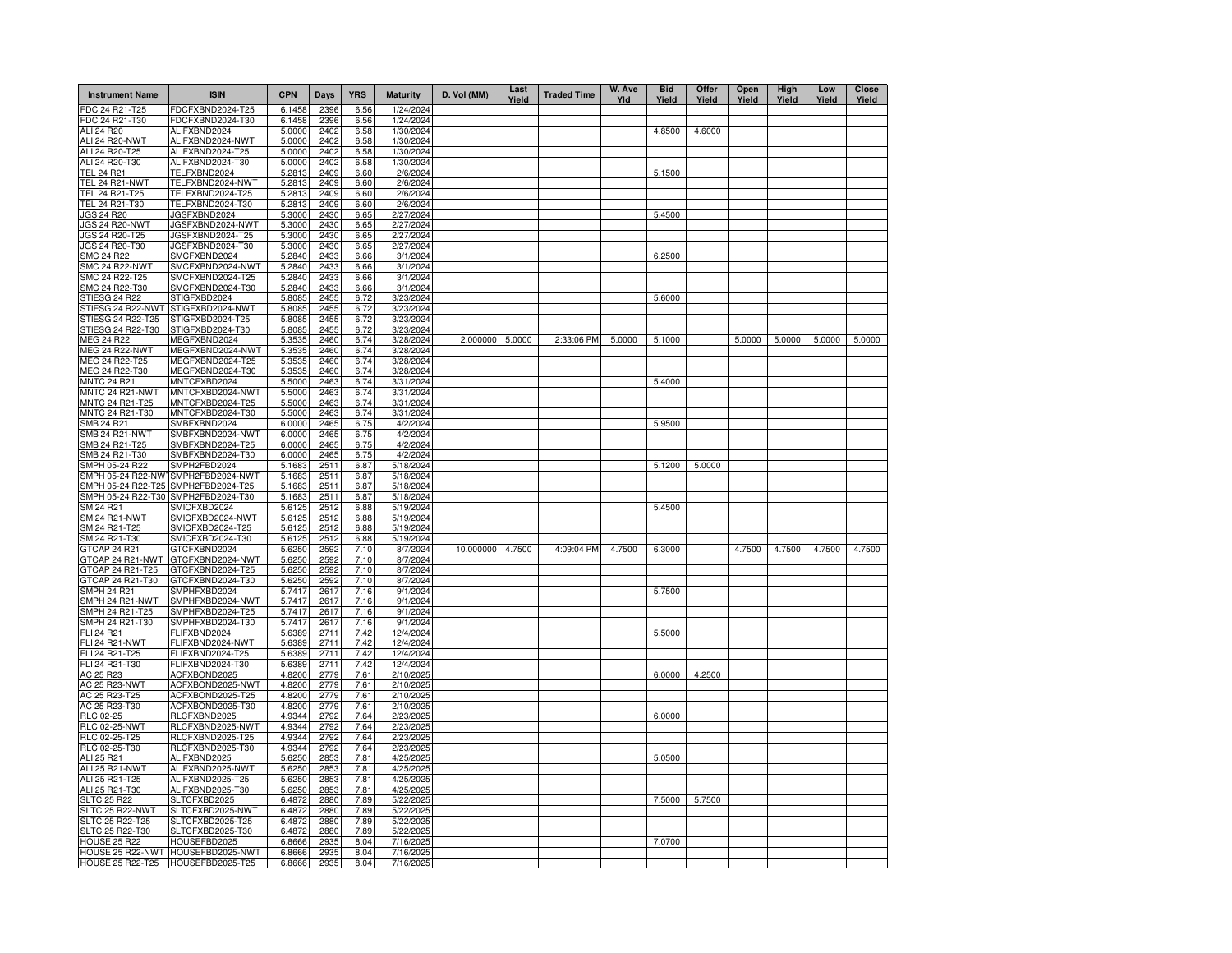| Instrument Name | ISIN | CPN | Days | YRS | Maturity | D. Vol (MM) | Last Yield | Traded Time | W. Ave Yld | Bid Yield | Offer Yield | Open Yield | High Yield | Low Yield | Close Yield |
|---|---|---|---|---|---|---|---|---|---|---|---|---|---|---|---|
| FDC 24 R21-T25 | FDCFXBND2024-T25 | 6.1458 | 2396 | 6.56 | 1/24/2024 | | | | | | | | | | |
| FDC 24 R21-T30 | FDCFXBND2024-T30 | 6.1458 | 2396 | 6.56 | 1/24/2024 | | | | | | | | | | |
| ALI 24 R20 | ALIFXBND2024 | 5.0000 | 2402 | 6.58 | 1/30/2024 | | | | | 4.8500 | 4.6000 | | | | |
| ALI 24 R20-NWT | ALIFXBND2024-NWT | 5.0000 | 2402 | 6.58 | 1/30/2024 | | | | | | | | | | |
| ALI 24 R20-T25 | ALIFXBND2024-T25 | 5.0000 | 2402 | 6.58 | 1/30/2024 | | | | | | | | | | |
| ALI 24 R20-T30 | ALIFXBND2024-T30 | 5.0000 | 2402 | 6.58 | 1/30/2024 | | | | | | | | | | |
| TEL 24 R21 | TELFXBND2024 | 5.2813 | 2409 | 6.60 | 2/6/2024 | | | | | 5.1500 | | | | | |
| TEL 24 R21-NWT | TELFXBND2024-NWT | 5.2813 | 2409 | 6.60 | 2/6/2024 | | | | | | | | | | |
| TEL 24 R21-T25 | TELFXBND2024-T25 | 5.2813 | 2409 | 6.60 | 2/6/2024 | | | | | | | | | | |
| TEL 24 R21-T30 | TELFXBND2024-T30 | 5.2813 | 2409 | 6.60 | 2/6/2024 | | | | | | | | | | |
| JGS 24 R20 | JGSFXBND2024 | 5.3000 | 2430 | 6.65 | 2/27/2024 | | | | | 5.4500 | | | | | |
| JGS 24 R20-NWT | JGSFXBND2024-NWT | 5.3000 | 2430 | 6.65 | 2/27/2024 | | | | | | | | | | |
| JGS 24 R20-T25 | JGSFXBND2024-T25 | 5.3000 | 2430 | 6.65 | 2/27/2024 | | | | | | | | | | |
| JGS 24 R20-T30 | JGSFXBND2024-T30 | 5.3000 | 2430 | 6.65 | 2/27/2024 | | | | | | | | | | |
| SMC 24 R22 | SMCFXBND2024 | 5.2840 | 2433 | 6.66 | 3/1/2024 | | | | | 6.2500 | | | | | |
| SMC 24 R22-NWT | SMCFXBND2024-NWT | 5.2840 | 2433 | 6.66 | 3/1/2024 | | | | | | | | | | |
| SMC 24 R22-T25 | SMCFXBND2024-T25 | 5.2840 | 2433 | 6.66 | 3/1/2024 | | | | | | | | | | |
| SMC 24 R22-T30 | SMCFXBND2024-T30 | 5.2840 | 2433 | 6.66 | 3/1/2024 | | | | | | | | | | |
| STIESG 24 R22 | STIGFXBD2024 | 5.8085 | 2455 | 6.72 | 3/23/2024 | | | | | 5.6000 | | | | | |
| STIESG 24 R22-NWT | STIGFXBD2024-NWT | 5.8085 | 2455 | 6.72 | 3/23/2024 | | | | | | | | | | |
| STIESG 24 R22-T25 | STIGFXBD2024-T25 | 5.8085 | 2455 | 6.72 | 3/23/2024 | | | | | | | | | | |
| STIESG 24 R22-T30 | STIGFXBD2024-T30 | 5.8085 | 2455 | 6.72 | 3/23/2024 | | | | | | | | | | |
| MEG 24 R22 | MEGFXBND2024 | 5.3535 | 2460 | 6.74 | 3/28/2024 | 2.000000 | 5.0000 | 2:33:06 PM | 5.0000 | 5.1000 | | 5.0000 | 5.0000 | 5.0000 | 5.0000 |
| MEG 24 R22-NWT | MEGFXBND2024-NWT | 5.3535 | 2460 | 6.74 | 3/28/2024 | | | | | | | | | | |
| MEG 24 R22-T25 | MEGFXBND2024-T25 | 5.3535 | 2460 | 6.74 | 3/28/2024 | | | | | | | | | | |
| MEG 24 R22-T30 | MEGFXBND2024-T30 | 5.3535 | 2460 | 6.74 | 3/28/2024 | | | | | | | | | | |
| MNTC 24 R21 | MNTCFXBD2024 | 5.5000 | 2463 | 6.74 | 3/31/2024 | | | | | 5.4000 | | | | | |
| MNTC 24 R21-NWT | MNTCFXBD2024-NWT | 5.5000 | 2463 | 6.74 | 3/31/2024 | | | | | | | | | | |
| MNTC 24 R21-T25 | MNTCFXBD2024-T25 | 5.5000 | 2463 | 6.74 | 3/31/2024 | | | | | | | | | | |
| MNTC 24 R21-T30 | MNTCFXBD2024-T30 | 5.5000 | 2463 | 6.74 | 3/31/2024 | | | | | | | | | | |
| SMB 24 R21 | SMBFXBND2024 | 6.0000 | 2465 | 6.75 | 4/2/2024 | | | | | 5.9500 | | | | | |
| SMB 24 R21-NWT | SMBFXBND2024-NWT | 6.0000 | 2465 | 6.75 | 4/2/2024 | | | | | | | | | | |
| SMB 24 R21-T25 | SMBFXBND2024-T25 | 6.0000 | 2465 | 6.75 | 4/2/2024 | | | | | | | | | | |
| SMB 24 R21-T30 | SMBFXBND2024-T30 | 6.0000 | 2465 | 6.75 | 4/2/2024 | | | | | | | | | | |
| SMPH 05-24 R22 | SMPH2FBD2024 | 5.1683 | 2511 | 6.87 | 5/18/2024 | | | | | 5.1200 | 5.0000 | | | | |
| SMPH 05-24 R22-NWT | SMPH2FBD2024-NWT | 5.1683 | 2511 | 6.87 | 5/18/2024 | | | | | | | | | | |
| SMPH 05-24 R22-T25 | SMPH2FBD2024-T25 | 5.1683 | 2511 | 6.87 | 5/18/2024 | | | | | | | | | | |
| SMPH 05-24 R22-T30 | SMPH2FBD2024-T30 | 5.1683 | 2511 | 6.87 | 5/18/2024 | | | | | | | | | | |
| SM 24 R21 | SMICFXBD2024 | 5.6125 | 2512 | 6.88 | 5/19/2024 | | | | | 5.4500 | | | | | |
| SM 24 R21-NWT | SMICFXBD2024-NWT | 5.6125 | 2512 | 6.88 | 5/19/2024 | | | | | | | | | | |
| SM 24 R21-T25 | SMICFXBD2024-T25 | 5.6125 | 2512 | 6.88 | 5/19/2024 | | | | | | | | | | |
| SM 24 R21-T30 | SMICFXBD2024-T30 | 5.6125 | 2512 | 6.88 | 5/19/2024 | | | | | | | | | | |
| GTCAP 24 R21 | GTCFXBND2024 | 5.6250 | 2592 | 7.10 | 8/7/2024 | 10.000000 | 4.7500 | 4:09:04 PM | 4.7500 | 6.3000 | | 4.7500 | 4.7500 | 4.7500 | 4.7500 |
| GTCAP 24 R21-NWT | GTCFXBND2024-NWT | 5.6250 | 2592 | 7.10 | 8/7/2024 | | | | | | | | | | |
| GTCAP 24 R21-T25 | GTCFXBND2024-T25 | 5.6250 | 2592 | 7.10 | 8/7/2024 | | | | | | | | | | |
| GTCAP 24 R21-T30 | GTCFXBND2024-T30 | 5.6250 | 2592 | 7.10 | 8/7/2024 | | | | | | | | | | |
| SMPH 24 R21 | SMPHFXBD2024 | 5.7417 | 2617 | 7.16 | 9/1/2024 | | | | | 5.7500 | | | | | |
| SMPH 24 R21-NWT | SMPHFXBD2024-NWT | 5.7417 | 2617 | 7.16 | 9/1/2024 | | | | | | | | | | |
| SMPH 24 R21-T25 | SMPHFXBD2024-T25 | 5.7417 | 2617 | 7.16 | 9/1/2024 | | | | | | | | | | |
| SMPH 24 R21-T30 | SMPHFXBD2024-T30 | 5.7417 | 2617 | 7.16 | 9/1/2024 | | | | | | | | | | |
| FLI 24 R21 | FLIFXBND2024 | 5.6389 | 2711 | 7.42 | 12/4/2024 | | | | | 5.5000 | | | | | |
| FLI 24 R21-NWT | FLIFXBND2024-NWT | 5.6389 | 2711 | 7.42 | 12/4/2024 | | | | | | | | | | |
| FLI 24 R21-T25 | FLIFXBND2024-T25 | 5.6389 | 2711 | 7.42 | 12/4/2024 | | | | | | | | | | |
| FLI 24 R21-T30 | FLIFXBND2024-T30 | 5.6389 | 2711 | 7.42 | 12/4/2024 | | | | | | | | | | |
| AC 25 R23 | ACFXBOND2025 | 4.8200 | 2779 | 7.61 | 2/10/2025 | | | | | 6.0000 | 4.2500 | | | | |
| AC 25 R23-NWT | ACFXBOND2025-NWT | 4.8200 | 2779 | 7.61 | 2/10/2025 | | | | | | | | | | |
| AC 25 R23-T25 | ACFXBOND2025-T25 | 4.8200 | 2779 | 7.61 | 2/10/2025 | | | | | | | | | | |
| AC 25 R23-T30 | ACFXBOND2025-T30 | 4.8200 | 2779 | 7.61 | 2/10/2025 | | | | | | | | | | |
| RLC 02-25 | RLCFXBND2025 | 4.9344 | 2792 | 7.64 | 2/23/2025 | | | | | 6.0000 | | | | | |
| RLC 02-25-NWT | RLCFXBND2025-NWT | 4.9344 | 2792 | 7.64 | 2/23/2025 | | | | | | | | | | |
| RLC 02-25-T25 | RLCFXBND2025-T25 | 4.9344 | 2792 | 7.64 | 2/23/2025 | | | | | | | | | | |
| RLC 02-25-T30 | RLCFXBND2025-T30 | 4.9344 | 2792 | 7.64 | 2/23/2025 | | | | | | | | | | |
| ALI 25 R21 | ALIFXBND2025 | 5.6250 | 2853 | 7.81 | 4/25/2025 | | | | | 5.0500 | | | | | |
| ALI 25 R21-NWT | ALIFXBND2025-NWT | 5.6250 | 2853 | 7.81 | 4/25/2025 | | | | | | | | | | |
| ALI 25 R21-T25 | ALIFXBND2025-T25 | 5.6250 | 2853 | 7.81 | 4/25/2025 | | | | | | | | | | |
| ALI 25 R21-T30 | ALIFXBND2025-T30 | 5.6250 | 2853 | 7.81 | 4/25/2025 | | | | | | | | | | |
| SLTC 25 R22 | SLTCFXBD2025 | 6.4872 | 2880 | 7.89 | 5/22/2025 | | | | | 7.5000 | 5.7500 | | | | |
| SLTC 25 R22-NWT | SLTCFXBD2025-NWT | 6.4872 | 2880 | 7.89 | 5/22/2025 | | | | | | | | | | |
| SLTC 25 R22-T25 | SLTCFXBD2025-T25 | 6.4872 | 2880 | 7.89 | 5/22/2025 | | | | | | | | | | |
| SLTC 25 R22-T30 | SLTCFXBD2025-T30 | 6.4872 | 2880 | 7.89 | 5/22/2025 | | | | | | | | | | |
| HOUSE 25 R22 | HOUSEFBD2025 | 6.8666 | 2935 | 8.04 | 7/16/2025 | | | | | 7.0700 | | | | | |
| HOUSE 25 R22-NWT | HOUSEFBD2025-NWT | 6.8666 | 2935 | 8.04 | 7/16/2025 | | | | | | | | | | |
| HOUSE 25 R22-T25 | HOUSEFBD2025-T25 | 6.8666 | 2935 | 8.04 | 7/16/2025 | | | | | | | | | | |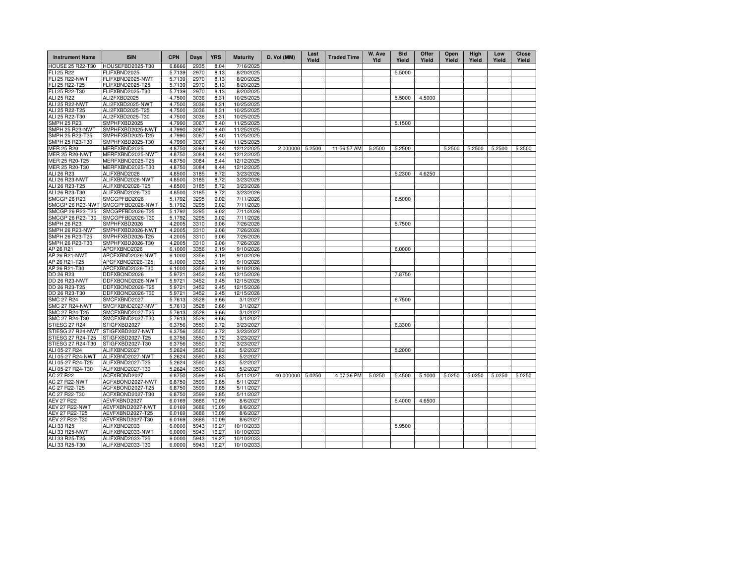| Instrument Name | ISIN | CPN | Days | YRS | Maturity | D. Vol (MM) | Last Yield | Traded Time | W. Ave Yld | Bid Yield | Offer Yield | Open Yield | High Yield | Low Yield | Close Yield |
|---|---|---|---|---|---|---|---|---|---|---|---|---|---|---|---|
| HOUSE 25 R22-T30 | HOUSEFBD2025-T30 | 6.8666 | 2935 | 8.04 | 7/16/2025 | | | | | | | | | | |
| FLI 25 R22 | FLIFXBND2025 | 5.7139 | 2970 | 8.13 | 8/20/2025 | | | | | 5.5000 | | | | | |
| FLI 25 R22-NWT | FLIFXBND2025-NWT | 5.7139 | 2970 | 8.13 | 8/20/2025 | | | | | | | | | | |
| FLI 25 R22-T25 | FLIFXBND2025-T25 | 5.7139 | 2970 | 8.13 | 8/20/2025 | | | | | | | | | | |
| FLI 25 R22-T30 | FLIFXBND2025-T30 | 5.7139 | 2970 | 8.13 | 8/20/2025 | | | | | | | | | | |
| ALI 25 R22 | ALI2FXBD2025 | 4.7500 | 3036 | 8.31 | 10/25/2025 | | | | | 5.5000 | 4.5000 | | | | |
| ALI 25 R22-NWT | ALI2FXBD2025-NWT | 4.7500 | 3036 | 8.31 | 10/25/2025 | | | | | | | | | | |
| ALI 25 R22-T25 | ALI2FXBD2025-T25 | 4.7500 | 3036 | 8.31 | 10/25/2025 | | | | | | | | | | |
| ALI 25 R22-T30 | ALI2FXBD2025-T30 | 4.7500 | 3036 | 8.31 | 10/25/2025 | | | | | | | | | | |
| SMPH 25 R23 | SMPHFXBD2025 | 4.7990 | 3067 | 8.40 | 11/25/2025 | | | | | 5.1500 | | | | | |
| SMPH 25 R23-NWT | SMPHFXBD2025-NWT | 4.7990 | 3067 | 8.40 | 11/25/2025 | | | | | | | | | | |
| SMPH 25 R23-T25 | SMPHFXBD2025-T25 | 4.7990 | 3067 | 8.40 | 11/25/2025 | | | | | | | | | | |
| SMPH 25 R23-T30 | SMPHFXBD2025-T30 | 4.7990 | 3067 | 8.40 | 11/25/2025 | | | | | | | | | | |
| MER 25 R20 | MERFXBND2025 | 4.8750 | 3084 | 8.44 | 12/12/2025 | 2.000000 | 5.2500 | 11:56:57 AM | 5.2500 | 5.2500 | | 5.2500 | 5.2500 | 5.2500 | 5.2500 |
| MER 25 R20-NWT | MERFXBND2025-NWT | 4.8750 | 3084 | 8.44 | 12/12/2025 | | | | | | | | | | |
| MER 25 R20-T25 | MERFXBND2025-T25 | 4.8750 | 3084 | 8.44 | 12/12/2025 | | | | | | | | | | |
| MER 25 R20-T30 | MERFXBND2025-T30 | 4.8750 | 3084 | 8.44 | 12/12/2025 | | | | | | | | | | |
| ALI 26 R23 | ALIFXBND2026 | 4.8500 | 3185 | 8.72 | 3/23/2026 | | | | | 5.2300 | 4.6250 | | | | |
| ALI 26 R23-NWT | ALIFXBND2026-NWT | 4.8500 | 3185 | 8.72 | 3/23/2026 | | | | | | | | | | |
| ALI 26 R23-T25 | ALIFXBND2026-T25 | 4.8500 | 3185 | 8.72 | 3/23/2026 | | | | | | | | | | |
| ALI 26 R23-T30 | ALIFXBND2026-T30 | 4.8500 | 3185 | 8.72 | 3/23/2026 | | | | | | | | | | |
| SMCGP 26 R23 | SMCGPFBD2026 | 5.1792 | 3295 | 9.02 | 7/11/2026 | | | | | 6.5000 | | | | | |
| SMCGP 26 R23-NWT | SMCGPFBD2026-NWT | 5.1792 | 3295 | 9.02 | 7/11/2026 | | | | | | | | | | |
| SMCGP 26 R23-T25 | SMCGPFBD2026-T25 | 5.1792 | 3295 | 9.02 | 7/11/2026 | | | | | | | | | | |
| SMCGP 26 R23-T30 | SMCGPFBD2026-T30 | 5.1792 | 3295 | 9.02 | 7/11/2026 | | | | | | | | | | |
| SMPH 26 R23 | SMPHFXBD2026 | 4.2005 | 3310 | 9.06 | 7/26/2026 | | | | | 5.7500 | | | | | |
| SMPH 26 R23-NWT | SMPHFXBD2026-NWT | 4.2005 | 3310 | 9.06 | 7/26/2026 | | | | | | | | | | |
| SMPH 26 R23-T25 | SMPHFXBD2026-T25 | 4.2005 | 3310 | 9.06 | 7/26/2026 | | | | | | | | | | |
| SMPH 26 R23-T30 | SMPHFXBD2026-T30 | 4.2005 | 3310 | 9.06 | 7/26/2026 | | | | | | | | | | |
| AP 26 R21 | APCFXBND2026 | 6.1000 | 3356 | 9.19 | 9/10/2026 | | | | | 6.0000 | | | | | |
| AP 26 R21-NWT | APCFXBND2026-NWT | 6.1000 | 3356 | 9.19 | 9/10/2026 | | | | | | | | | | |
| AP 26 R21-T25 | APCFXBND2026-T25 | 6.1000 | 3356 | 9.19 | 9/10/2026 | | | | | | | | | | |
| AP 26 R21-T30 | APCFXBND2026-T30 | 6.1000 | 3356 | 9.19 | 9/10/2026 | | | | | | | | | | |
| DD 26 R23 | DDFXBOND2026 | 5.9721 | 3452 | 9.45 | 12/15/2026 | | | | | 7.8750 | | | | | |
| DD 26 R23-NWT | DDFXBOND2026-NWT | 5.9721 | 3452 | 9.45 | 12/15/2026 | | | | | | | | | | |
| DD 26 R23-T25 | DDFXBOND2026-T25 | 5.9721 | 3452 | 9.45 | 12/15/2026 | | | | | | | | | | |
| DD 26 R23-T30 | DDFXBOND2026-T30 | 5.9721 | 3452 | 9.45 | 12/15/2026 | | | | | | | | | | |
| SMC 27 R24 | SMCFXBND2027 | 5.7613 | 3528 | 9.66 | 3/1/2027 | | | | | 6.7500 | | | | | |
| SMC 27 R24-NWT | SMCFXBND2027-NWT | 5.7613 | 3528 | 9.66 | 3/1/2027 | | | | | | | | | | |
| SMC 27 R24-T25 | SMCFXBND2027-T25 | 5.7613 | 3528 | 9.66 | 3/1/2027 | | | | | | | | | | |
| SMC 27 R24-T30 | SMCFXBND2027-T30 | 5.7613 | 3528 | 9.66 | 3/1/2027 | | | | | | | | | | |
| STIESG 27 R24 | STIGFXBD2027 | 6.3756 | 3550 | 9.72 | 3/23/2027 | | | | | 6.3300 | | | | | |
| STIESG 27 R24-NWT | STIGFXBD2027-NWT | 6.3756 | 3550 | 9.72 | 3/23/2027 | | | | | | | | | | |
| STIESG 27 R24-T25 | STIGFXBD2027-T25 | 6.3756 | 3550 | 9.72 | 3/23/2027 | | | | | | | | | | |
| STIESG 27 R24-T30 | STIGFXBD2027-T30 | 6.3756 | 3550 | 9.72 | 3/23/2027 | | | | | | | | | | |
| ALI 05-27 R24 | ALIFXBND2027 | 5.2624 | 3590 | 9.83 | 5/2/2027 | | | | | 5.2000 | | | | | |
| ALI 05-27 R24-NWT | ALIFXBND2027-NWT | 5.2624 | 3590 | 9.83 | 5/2/2027 | | | | | | | | | | |
| ALI 05-27 R24-T25 | ALIFXBND2027-T25 | 5.2624 | 3590 | 9.83 | 5/2/2027 | | | | | | | | | | |
| ALI 05-27 R24-T30 | ALIFXBND2027-T30 | 5.2624 | 3590 | 9.83 | 5/2/2027 | | | | | | | | | | |
| AC 27 R22 | ACFXBOND2027 | 6.8750 | 3599 | 9.85 | 5/11/2027 | 40.000000 | 5.0250 | 4:07:36 PM | 5.0250 | 5.4500 | 5.1000 | 5.0250 | 5.0250 | 5.0250 | 5.0250 |
| AC 27 R22-NWT | ACFXBOND2027-NWT | 6.8750 | 3599 | 9.85 | 5/11/2027 | | | | | | | | | | |
| AC 27 R22-T25 | ACFXBOND2027-T25 | 6.8750 | 3599 | 9.85 | 5/11/2027 | | | | | | | | | | |
| AC 27 R22-T30 | ACFXBOND2027-T30 | 6.8750 | 3599 | 9.85 | 5/11/2027 | | | | | | | | | | |
| AEV 27 R22 | AEVFXBND2027 | 6.0169 | 3686 | 10.09 | 8/6/2027 | | | | | 5.4000 | 4.6500 | | | | |
| AEV 27 R22-NWT | AEVFXBND2027-NWT | 6.0169 | 3686 | 10.09 | 8/6/2027 | | | | | | | | | | |
| AEV 27 R22-T25 | AEVFXBND2027-T25 | 6.0169 | 3686 | 10.09 | 8/6/2027 | | | | | | | | | | |
| AEV 27 R22-T30 | AEVFXBND2027-T30 | 6.0169 | 3686 | 10.09 | 8/6/2027 | | | | | | | | | | |
| ALI 33 R25 | ALIFXBND2033 | 6.0000 | 5943 | 16.27 | 10/10/2033 | | | | | 5.9500 | | | | | |
| ALI 33 R25-NWT | ALIFXBND2033-NWT | 6.0000 | 5943 | 16.27 | 10/10/2033 | | | | | | | | | | |
| ALI 33 R25-T25 | ALIFXBND2033-T25 | 6.0000 | 5943 | 16.27 | 10/10/2033 | | | | | | | | | | |
| ALI 33 R25-T30 | ALIFXBND2033-T30 | 6.0000 | 5943 | 16.27 | 10/10/2033 | | | | | | | | | | |